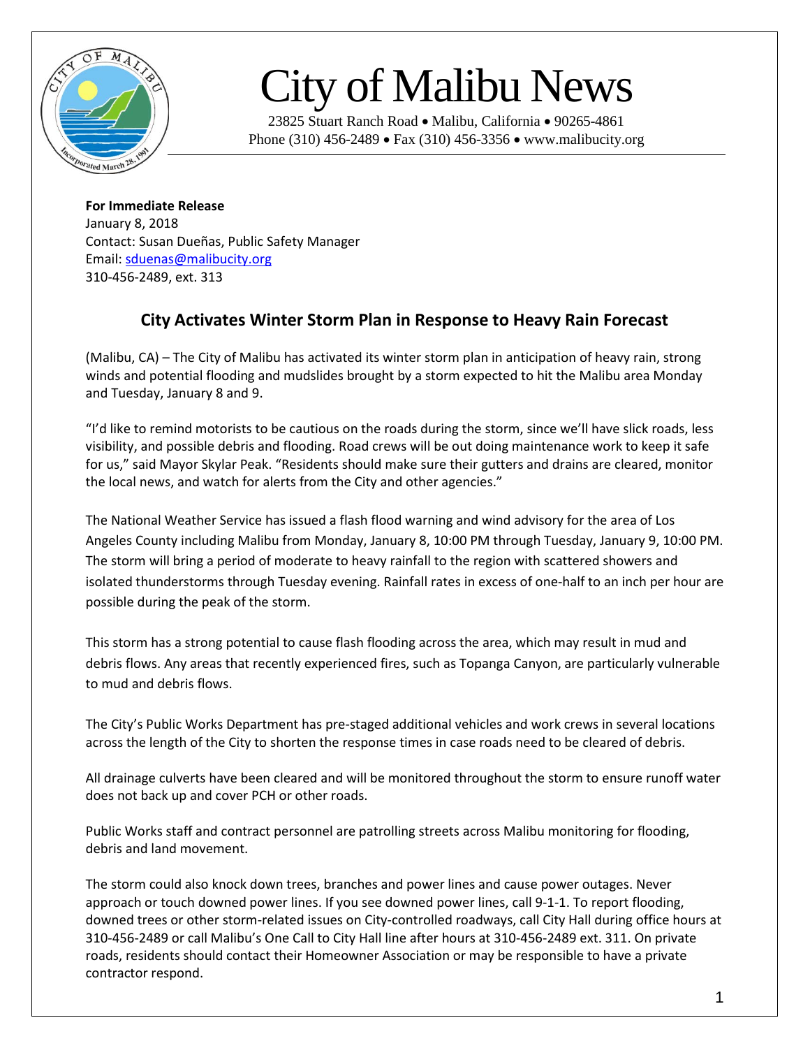# City of Malibu News

23825 Stuart Ranch Road • Malibu, California • 90265-4861
Phone (310) 456-2489 • Fax (310) 456-3356 • www.malibucity.org

**For Immediate Release**
January 8, 2018
Contact: Susan Dueñas, Public Safety Manager
Email: sduenas@malibucity.org
310-456-2489, ext. 313

## City Activates Winter Storm Plan in Response to Heavy Rain Forecast

(Malibu, CA) – The City of Malibu has activated its winter storm plan in anticipation of heavy rain, strong winds and potential flooding and mudslides brought by a storm expected to hit the Malibu area Monday and Tuesday, January 8 and 9.

"I'd like to remind motorists to be cautious on the roads during the storm, since we'll have slick roads, less visibility, and possible debris and flooding. Road crews will be out doing maintenance work to keep it safe for us," said Mayor Skylar Peak. "Residents should make sure their gutters and drains are cleared, monitor the local news, and watch for alerts from the City and other agencies."

The National Weather Service has issued a flash flood warning and wind advisory for the area of Los Angeles County including Malibu from Monday, January 8, 10:00 PM through Tuesday, January 9, 10:00 PM. The storm will bring a period of moderate to heavy rainfall to the region with scattered showers and isolated thunderstorms through Tuesday evening. Rainfall rates in excess of one-half to an inch per hour are possible during the peak of the storm.

This storm has a strong potential to cause flash flooding across the area, which may result in mud and debris flows. Any areas that recently experienced fires, such as Topanga Canyon, are particularly vulnerable to mud and debris flows.

The City's Public Works Department has pre-staged additional vehicles and work crews in several locations across the length of the City to shorten the response times in case roads need to be cleared of debris.

All drainage culverts have been cleared and will be monitored throughout the storm to ensure runoff water does not back up and cover PCH or other roads.

Public Works staff and contract personnel are patrolling streets across Malibu monitoring for flooding, debris and land movement.

The storm could also knock down trees, branches and power lines and cause power outages. Never approach or touch downed power lines. If you see downed power lines, call 9-1-1. To report flooding, downed trees or other storm-related issues on City-controlled roadways, call City Hall during office hours at 310-456-2489 or call Malibu's One Call to City Hall line after hours at 310-456-2489 ext. 311. On private roads, residents should contact their Homeowner Association or may be responsible to have a private contractor respond.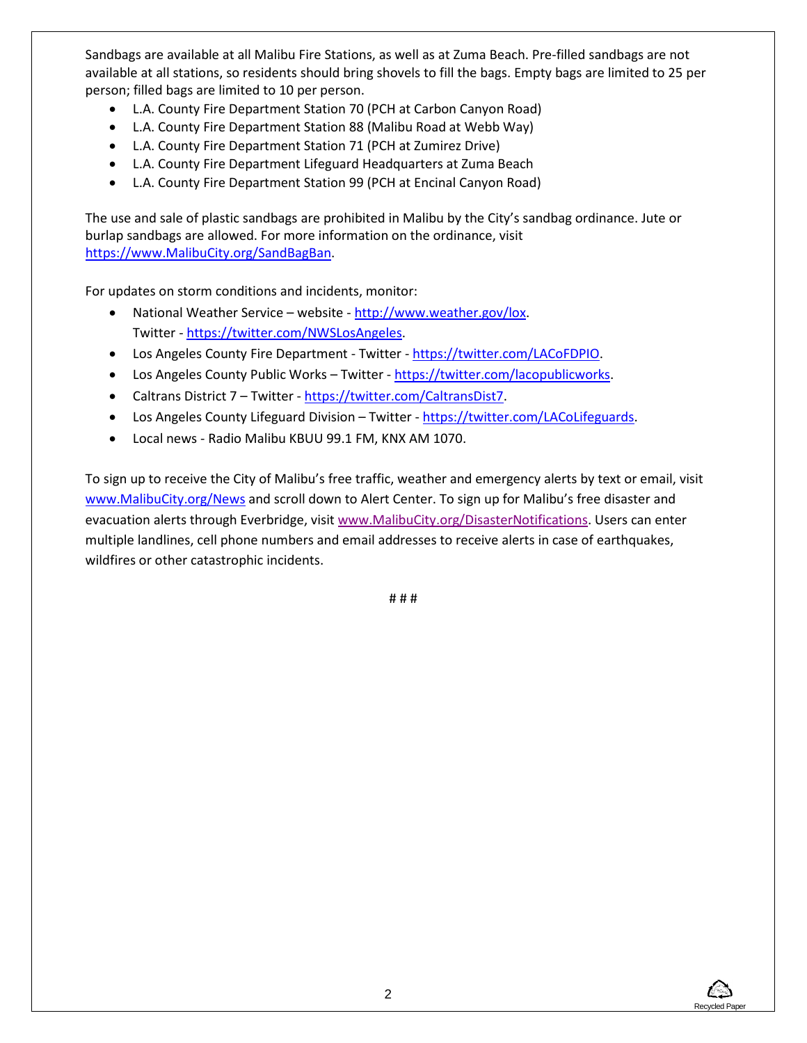Sandbags are available at all Malibu Fire Stations, as well as at Zuma Beach. Pre-filled sandbags are not available at all stations, so residents should bring shovels to fill the bags. Empty bags are limited to 25 per person; filled bags are limited to 10 per person.

- L.A. County Fire Department Station 70 (PCH at Carbon Canyon Road)
- L.A. County Fire Department Station 88 (Malibu Road at Webb Way)
- L.A. County Fire Department Station 71 (PCH at Zumirez Drive)
- L.A. County Fire Department Lifeguard Headquarters at Zuma Beach
- L.A. County Fire Department Station 99 (PCH at Encinal Canyon Road)

The use and sale of plastic sandbags are prohibited in Malibu by the City's sandbag ordinance. Jute or burlap sandbags are allowed. For more information on the ordinance, visit https://www.MalibuCity.org/SandBagBan.

For updates on storm conditions and incidents, monitor:

- National Weather Service – website - http://www.weather.gov/lox.
  Twitter - https://twitter.com/NWSLosAngeles.
- Los Angeles County Fire Department - Twitter - https://twitter.com/LACoFDPIO.
- Los Angeles County Public Works – Twitter - https://twitter.com/lacopublicworks.
- Caltrans District 7 – Twitter - https://twitter.com/CaltransDist7.
- Los Angeles County Lifeguard Division – Twitter - https://twitter.com/LACoLifeguards.
- Local news - Radio Malibu KBUU 99.1 FM, KNX AM 1070.

To sign up to receive the City of Malibu's free traffic, weather and emergency alerts by text or email, visit www.MalibuCity.org/News and scroll down to Alert Center. To sign up for Malibu's free disaster and evacuation alerts through Everbridge, visit www.MalibuCity.org/DisasterNotifications. Users can enter multiple landlines, cell phone numbers and email addresses to receive alerts in case of earthquakes, wildfires or other catastrophic incidents.

# # #

Recycled Paper